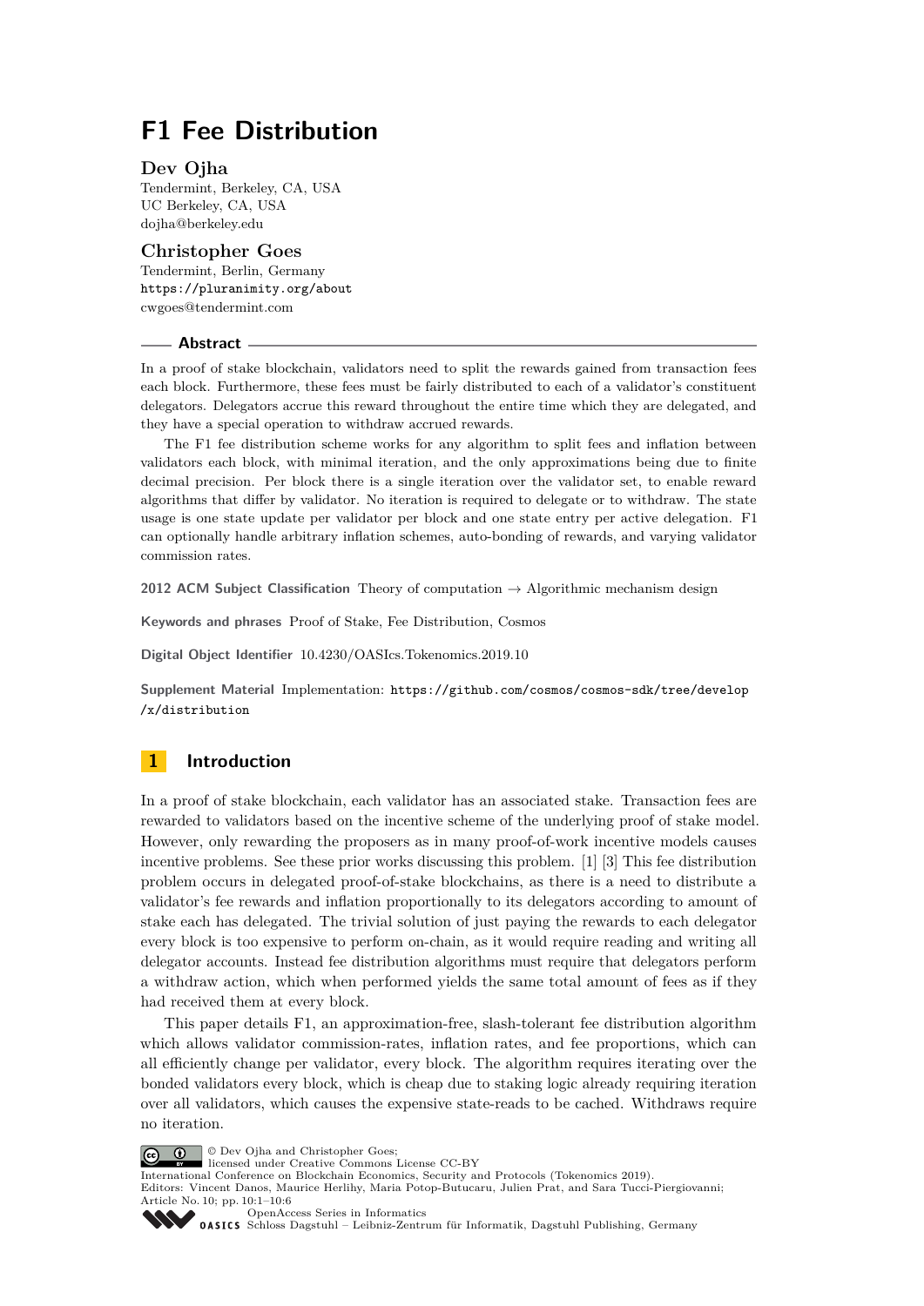# F1 Fee Distribution

## Dev Ojha

Tendermint, Berkeley, CA, USA
UC Berkeley, CA, USA
dojha@berkeley.edu

## Christopher Goes

Tendermint, Berlin, Germany
https://pluranimity.org/about
cwgoes@tendermint.com

### Abstract

In a proof of stake blockchain, validators need to split the rewards gained from transaction fees each block. Furthermore, these fees must be fairly distributed to each of a validator's constituent delegators. Delegators accrue this reward throughout the entire time which they are delegated, and they have a special operation to withdraw accrued rewards.

The F1 fee distribution scheme works for any algorithm to split fees and inflation between validators each block, with minimal iteration, and the only approximations being due to finite decimal precision. Per block there is a single iteration over the validator set, to enable reward algorithms that differ by validator. No iteration is required to delegate or to withdraw. The state usage is one state update per validator per block and one state entry per active delegation. F1 can optionally handle arbitrary inflation schemes, auto-bonding of rewards, and varying validator commission rates.

**2012 ACM Subject Classification** Theory of computation → Algorithmic mechanism design

**Keywords and phrases** Proof of Stake, Fee Distribution, Cosmos

**Digital Object Identifier** 10.4230/OASIcs.Tokenomics.2019.10

**Supplement Material** Implementation: https://github.com/cosmos/cosmos-sdk/tree/develop/x/distribution

## 1 Introduction

In a proof of stake blockchain, each validator has an associated stake. Transaction fees are rewarded to validators based on the incentive scheme of the underlying proof of stake model. However, only rewarding the proposers as in many proof-of-work incentive models causes incentive problems. See these prior works discussing this problem. [1] [3] This fee distribution problem occurs in delegated proof-of-stake blockchains, as there is a need to distribute a validator's fee rewards and inflation proportionally to its delegators according to amount of stake each has delegated. The trivial solution of just paying the rewards to each delegator every block is too expensive to perform on-chain, as it would require reading and writing all delegator accounts. Instead fee distribution algorithms must require that delegators perform a withdraw action, which when performed yields the same total amount of fees as if they had received them at every block.

This paper details F1, an approximation-free, slash-tolerant fee distribution algorithm which allows validator commission-rates, inflation rates, and fee proportions, which can all efficiently change per validator, every block. The algorithm requires iterating over the bonded validators every block, which is cheap due to staking logic already requiring iteration over all validators, which causes the expensive state-reads to be cached. Withdraws require no iteration.

© Dev Ojha and Christopher Goes;
licensed under Creative Commons License CC-BY
International Conference on Blockchain Economics, Security and Protocols (Tokenomics 2019).
Editors: Vincent Danos, Maurice Herlihy, Maria Potop-Butucaru, Julien Prat, and Sara Tucci-Piergiovanni; Article No. 10; pp. 10:1–10:6
OpenAccess Series in Informatics
Schloss Dagstuhl – Leibniz-Zentrum für Informatik, Dagstuhl Publishing, Germany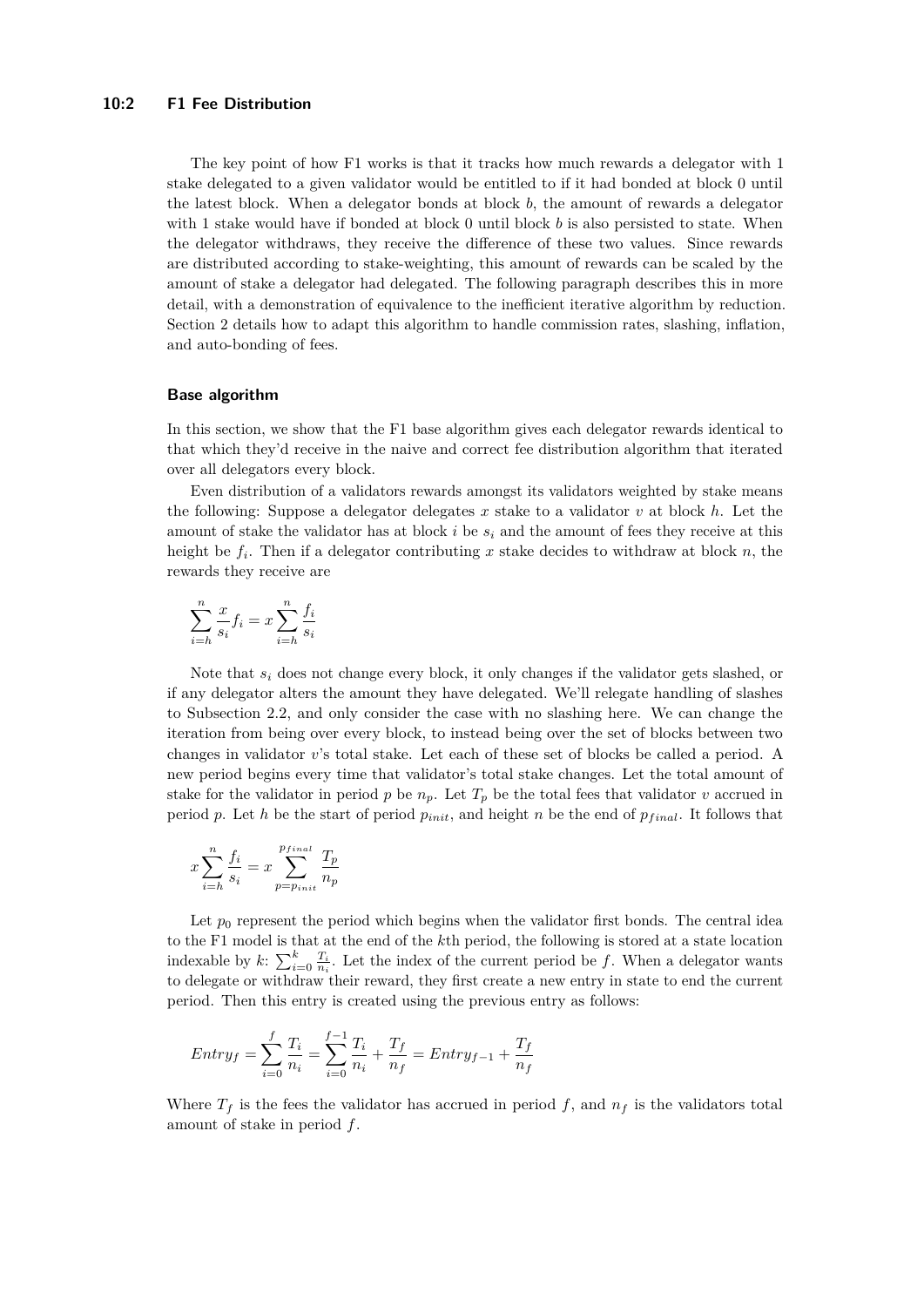The key point of how F1 works is that it tracks how much rewards a delegator with 1 stake delegated to a given validator would be entitled to if it had bonded at block 0 until the latest block. When a delegator bonds at block $b$, the amount of rewards a delegator with 1 stake would have if bonded at block 0 until block $b$ is also persisted to state. When the delegator withdraws, they receive the difference of these two values. Since rewards are distributed according to stake-weighting, this amount of rewards can be scaled by the amount of stake a delegator had delegated. The following paragraph describes this in more detail, with a demonstration of equivalence to the inefficient iterative algorithm by reduction. Section 2 details how to adapt this algorithm to handle commission rates, slashing, inflation, and auto-bonding of fees.

### Base algorithm

In this section, we show that the F1 base algorithm gives each delegator rewards identical to that which they'd receive in the naive and correct fee distribution algorithm that iterated over all delegators every block.

Even distribution of a validators rewards amongst its validators weighted by stake means the following: Suppose a delegator delegates $x$ stake to a validator $v$ at block $h$. Let the amount of stake the validator has at block $i$ be $s_i$ and the amount of fees they receive at this height be $f_i$. Then if a delegator contributing $x$ stake decides to withdraw at block $n$, the rewards they receive are

$$\sum_{i=h}^{n} \frac{x}{s_i} f_i = x \sum_{i=h}^{n} \frac{f_i}{s_i}$$

Note that $s_i$ does not change every block, it only changes if the validator gets slashed, or if any delegator alters the amount they have delegated. We'll relegate handling of slashes to Subsection 2.2, and only consider the case with no slashing here. We can change the iteration from being over every block, to instead being over the set of blocks between two changes in validator $v$'s total stake. Let each of these set of blocks be called a period. A new period begins every time that validator's total stake changes. Let the total amount of stake for the validator in period $p$ be $n_p$. Let $T_p$ be the total fees that validator $v$ accrued in period $p$. Let $h$ be the start of period $p_{init}$, and height $n$ be the end of $p_{final}$. It follows that

$$x \sum_{i=h}^{n} \frac{f_i}{s_i} = x \sum_{p=p_{init}}^{p_{final}} \frac{T_p}{n_p}$$

Let $p_0$ represent the period which begins when the validator first bonds. The central idea to the F1 model is that at the end of the $k$th period, the following is stored at a state location indexable by $k$: $\sum_{i=0}^{k} \frac{T_i}{n_i}$. Let the index of the current period be $f$. When a delegator wants to delegate or withdraw their reward, they first create a new entry in state to end the current period. Then this entry is created using the previous entry as follows:

$$Entry_f = \sum_{i=0}^{f} \frac{T_i}{n_i} = \sum_{i=0}^{f-1} \frac{T_i}{n_i} + \frac{T_f}{n_f} = Entry_{f-1} + \frac{T_f}{n_f}$$

Where $T_f$ is the fees the validator has accrued in period $f$, and $n_f$ is the validators total amount of stake in period $f$.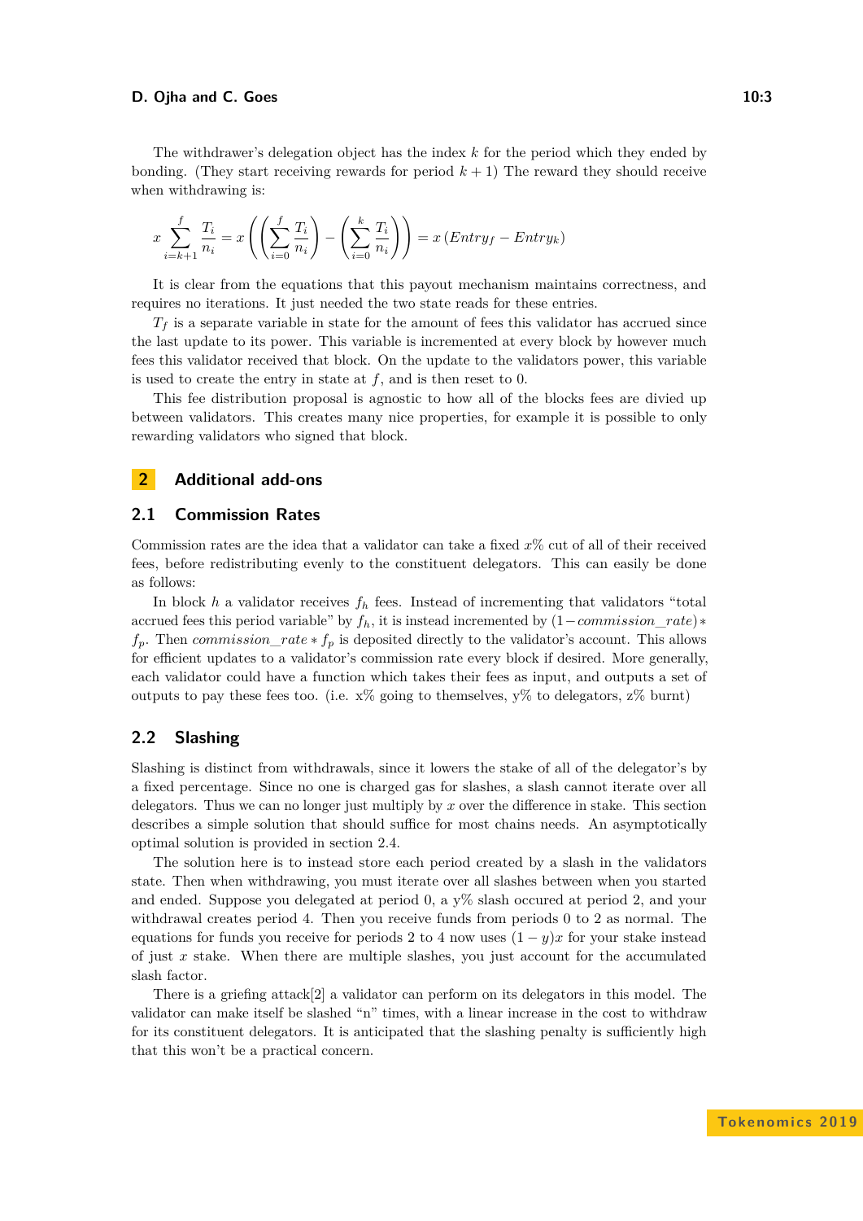The withdrawer's delegation object has the index $k$ for the period which they ended by bonding. (They start receiving rewards for period $k+1$) The reward they should receive when withdrawing is:

$$x \sum_{i=k+1}^{f} \frac{T_i}{n_i} = x\left(\left(\sum_{i=0}^{f} \frac{T_i}{n_i}\right) - \left(\sum_{i=0}^{k} \frac{T_i}{n_i}\right)\right) = x\left(Entry_f - Entry_k\right)$$

It is clear from the equations that this payout mechanism maintains correctness, and requires no iterations. It just needed the two state reads for these entries.

$T_f$ is a separate variable in state for the amount of fees this validator has accrued since the last update to its power. This variable is incremented at every block by however much fees this validator received that block. On the update to the validators power, this variable is used to create the entry in state at $f$, and is then reset to 0.

This fee distribution proposal is agnostic to how all of the blocks fees are divied up between validators. This creates many nice properties, for example it is possible to only rewarding validators who signed that block.

## 2 Additional add-ons

### 2.1 Commission Rates

Commission rates are the idea that a validator can take a fixed $x\%$ cut of all of their received fees, before redistributing evenly to the constituent delegators. This can easily be done as follows:

In block $h$ a validator receives $f_h$ fees. Instead of incrementing that validators "total accrued fees this period variable" by $f_h$, it is instead incremented by $(1 - commission\_rate) * f_p$. Then $commission\_rate * f_p$ is deposited directly to the validator's account. This allows for efficient updates to a validator's commission rate every block if desired. More generally, each validator could have a function which takes their fees as input, and outputs a set of outputs to pay these fees too. (i.e. x% going to themselves, y% to delegators, z% burnt)

### 2.2 Slashing

Slashing is distinct from withdrawals, since it lowers the stake of all of the delegator's by a fixed percentage. Since no one is charged gas for slashes, a slash cannot iterate over all delegators. Thus we can no longer just multiply by $x$ over the difference in stake. This section describes a simple solution that should suffice for most chains needs. An asymptotically optimal solution is provided in section 2.4.

The solution here is to instead store each period created by a slash in the validators state. Then when withdrawing, you must iterate over all slashes between when you started and ended. Suppose you delegated at period 0, a y% slash occured at period 2, and your withdrawal creates period 4. Then you receive funds from periods 0 to 2 as normal. The equations for funds you receive for periods 2 to 4 now uses $(1 - y)x$ for your stake instead of just $x$ stake. When there are multiple slashes, you just account for the accumulated slash factor.

There is a griefing attack[2] a validator can perform on its delegators in this model. The validator can make itself be slashed "n" times, with a linear increase in the cost to withdraw for its constituent delegators. It is anticipated that the slashing penalty is sufficiently high that this won't be a practical concern.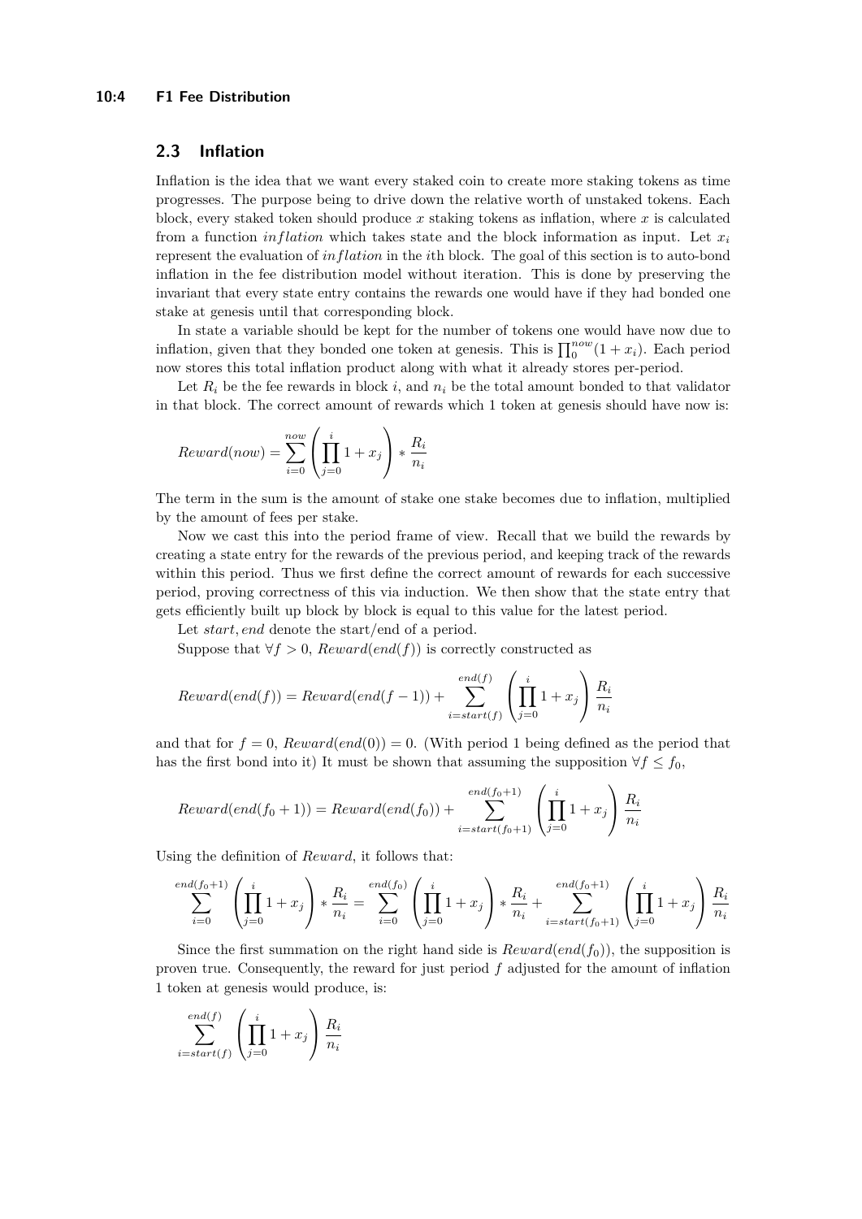## 2.3 Inflation

Inflation is the idea that we want every staked coin to create more staking tokens as time progresses. The purpose being to drive down the relative worth of unstaked tokens. Each block, every staked token should produce $x$ staking tokens as inflation, where $x$ is calculated from a function *inflation* which takes state and the block information as input. Let $x_i$ represent the evaluation of *inflation* in the $i$th block. The goal of this section is to auto-bond inflation in the fee distribution model without iteration. This is done by preserving the invariant that every state entry contains the rewards one would have if they had bonded one stake at genesis until that corresponding block.

In state a variable should be kept for the number of tokens one would have now due to inflation, given that they bonded one token at genesis. This is $\prod_0^{now}(1 + x_i)$. Each period now stores this total inflation product along with what it already stores per-period.

Let $R_i$ be the fee rewards in block $i$, and $n_i$ be the total amount bonded to that validator in that block. The correct amount of rewards which 1 token at genesis should have now is:

$$Reward(now) = \sum_{i=0}^{now} \left( \prod_{j=0}^{i} 1 + x_j \right) * \frac{R_i}{n_i}$$

The term in the sum is the amount of stake one stake becomes due to inflation, multiplied by the amount of fees per stake.

Now we cast this into the period frame of view. Recall that we build the rewards by creating a state entry for the rewards of the previous period, and keeping track of the rewards within this period. Thus we first define the correct amount of rewards for each successive period, proving correctness of this via induction. We then show that the state entry that gets efficiently built up block by block is equal to this value for the latest period.

Let $start, end$ denote the start/end of a period.

Suppose that $\forall f > 0$, $Reward(end(f))$ is correctly constructed as

$$Reward(end(f)) = Reward(end(f-1)) + \sum_{i=start(f)}^{end(f)} \left( \prod_{j=0}^{i} 1 + x_j \right) \frac{R_i}{n_i}$$

and that for $f = 0$, $Reward(end(0)) = 0$. (With period 1 being defined as the period that has the first bond into it) It must be shown that assuming the supposition $\forall f \leq f_0$,

$$Reward(end(f_0+1)) = Reward(end(f_0)) + \sum_{i=start(f_0+1)}^{end(f_0+1)} \left( \prod_{j=0}^{i} 1 + x_j \right) \frac{R_i}{n_i}$$

Using the definition of *Reward*, it follows that:

$$\sum_{i=0}^{end(f_0+1)} \left( \prod_{j=0}^{i} 1 + x_j \right) * \frac{R_i}{n_i} = \sum_{i=0}^{end(f_0)} \left( \prod_{j=0}^{i} 1 + x_j \right) * \frac{R_i}{n_i} + \sum_{i=start(f_0+1)}^{end(f_0+1)} \left( \prod_{j=0}^{i} 1 + x_j \right) \frac{R_i}{n_i}$$

Since the first summation on the right hand side is $Reward(end(f_0))$, the supposition is proven true. Consequently, the reward for just period $f$ adjusted for the amount of inflation 1 token at genesis would produce, is:

$$\sum_{i=start(f)}^{end(f)} \left( \prod_{j=0}^{i} 1 + x_j \right) \frac{R_i}{n_i}$$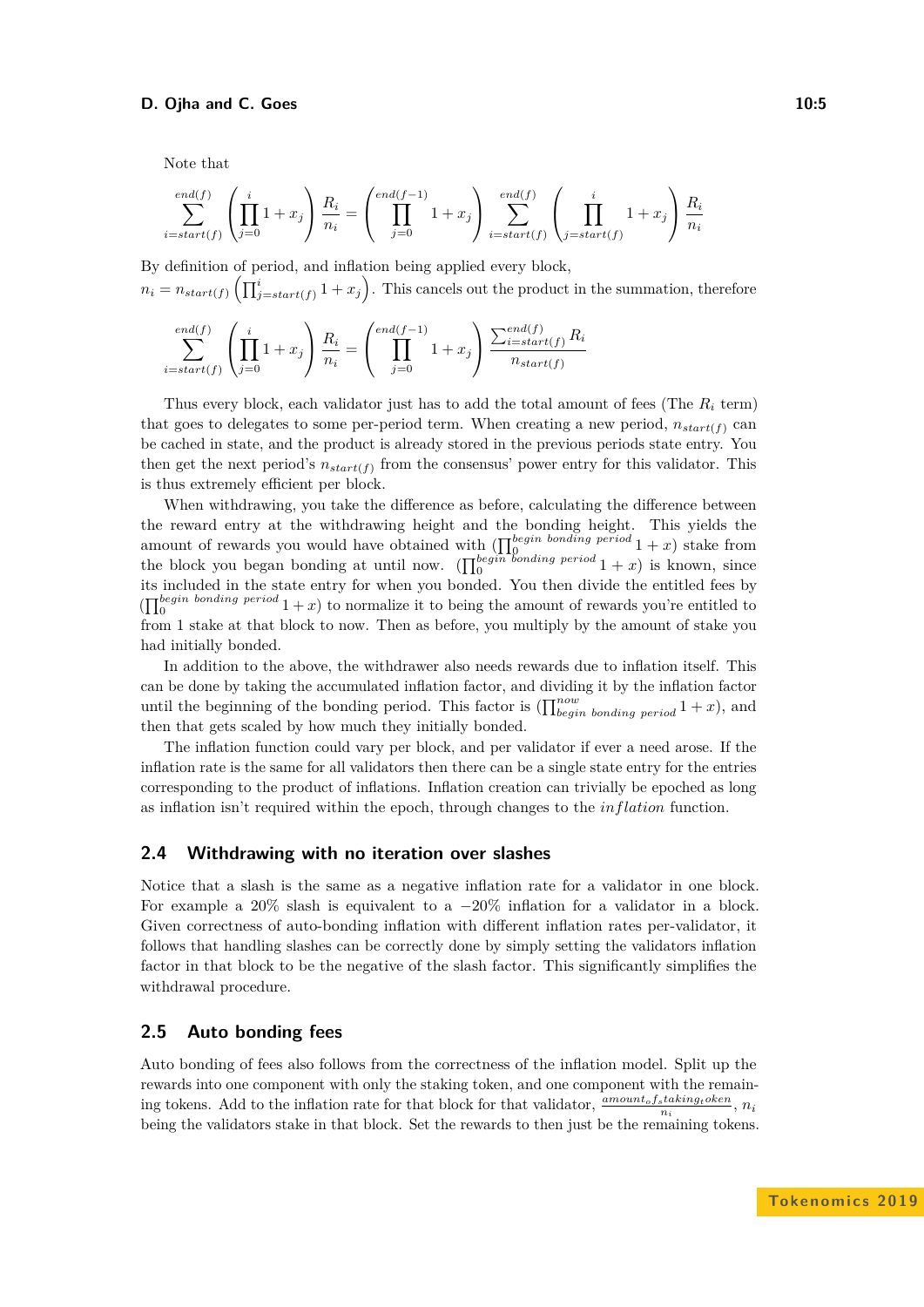Note that

$$\sum_{i=start(f)}^{end(f)} \left(\prod_{j=0}^{i} 1 + x_j\right) \frac{R_i}{n_i} = \left(\prod_{j=0}^{end(f-1)} 1 + x_j\right) \sum_{i=start(f)}^{end(f)} \left(\prod_{j=start(f)}^{i} 1 + x_j\right) \frac{R_i}{n_i}$$

By definition of period, and inflation being applied every block,
$n_i = n_{start(f)} \left(\prod_{j=start(f)}^{i} 1 + x_j\right)$. This cancels out the product in the summation, therefore

$$\sum_{i=start(f)}^{end(f)} \left(\prod_{j=0}^{i} 1 + x_j\right) \frac{R_i}{n_i} = \left(\prod_{j=0}^{end(f-1)} 1 + x_j\right) \frac{\sum_{i=start(f)}^{end(f)} R_i}{n_{start(f)}}$$

Thus every block, each validator just has to add the total amount of fees (The $R_i$ term) that goes to delegates to some per-period term. When creating a new period, $n_{start(f)}$ can be cached in state, and the product is already stored in the previous periods state entry. You then get the next period's $n_{start(f)}$ from the consensus' power entry for this validator. This is thus extremely efficient per block.

When withdrawing, you take the difference as before, calculating the difference between the reward entry at the withdrawing height and the bonding height. This yields the amount of rewards you would have obtained with $(\prod_0^{begin\ bonding\ period} 1 + x)$ stake from the block you began bonding at until now. $(\prod_0^{begin\ bonding\ period} 1 + x)$ is known, since its included in the state entry for when you bonded. You then divide the entitled fees by $(\prod_0^{begin\ bonding\ period} 1 + x)$ to normalize it to being the amount of rewards you're entitled to from 1 stake at that block to now. Then as before, you multiply by the amount of stake you had initially bonded.

In addition to the above, the withdrawer also needs rewards due to inflation itself. This can be done by taking the accumulated inflation factor, and dividing it by the inflation factor until the beginning of the bonding period. This factor is $(\prod_{begin\ bonding\ period}^{now} 1 + x)$, and then that gets scaled by how much they initially bonded.

The inflation function could vary per block, and per validator if ever a need arose. If the inflation rate is the same for all validators then there can be a single state entry for the entries corresponding to the product of inflations. Inflation creation can trivially be epoched as long as inflation isn't required within the epoch, through changes to the $inflation$ function.

## 2.4 Withdrawing with no iteration over slashes

Notice that a slash is the same as a negative inflation rate for a validator in one block. For example a 20% slash is equivalent to a −20% inflation for a validator in a block. Given correctness of auto-bonding inflation with different inflation rates per-validator, it follows that handling slashes can be correctly done by simply setting the validators inflation factor in that block to be the negative of the slash factor. This significantly simplifies the withdrawal procedure.

## 2.5 Auto bonding fees

Auto bonding of fees also follows from the correctness of the inflation model. Split up the rewards into one component with only the staking token, and one component with the remaining tokens. Add to the inflation rate for that block for that validator, $\frac{amount_of_staking_token}{n_i}$, $n_i$ being the validators stake in that block. Set the rewards to then just be the remaining tokens.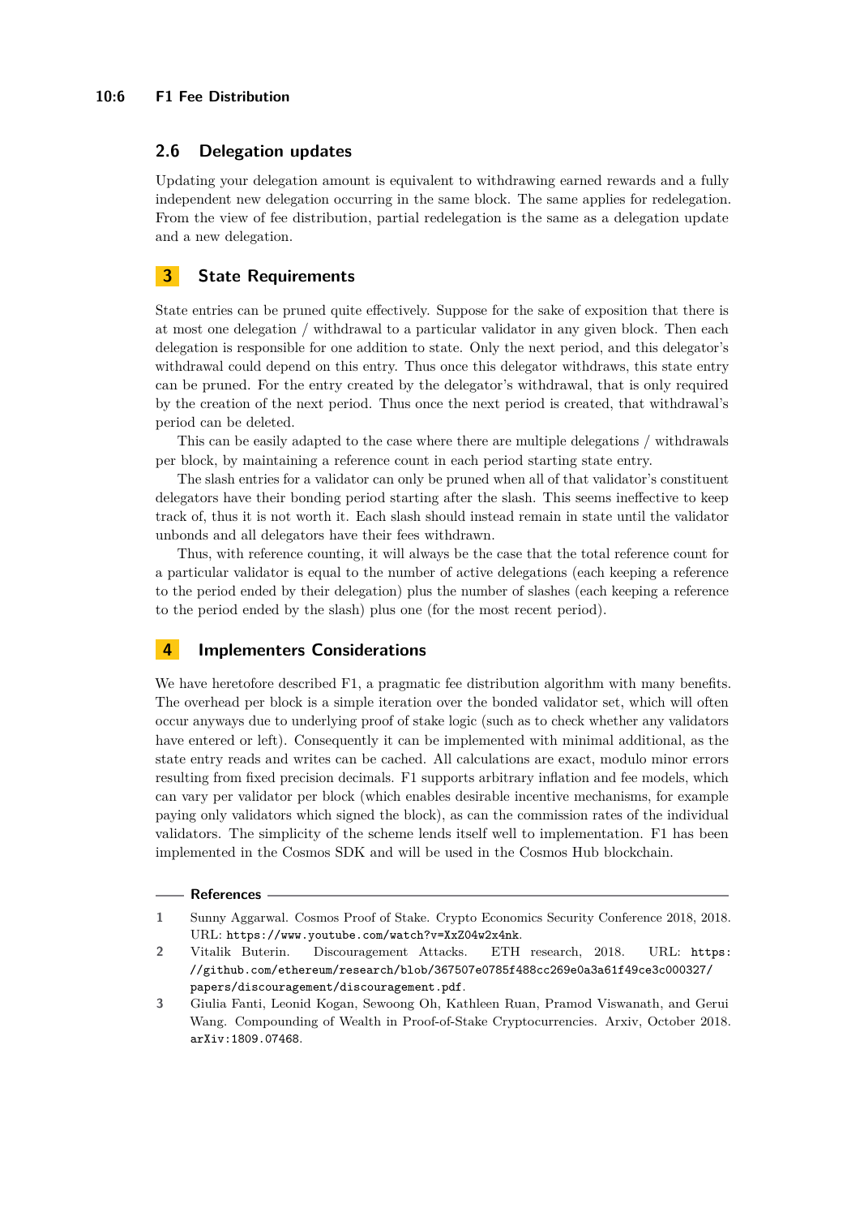## 2.6 Delegation updates

Updating your delegation amount is equivalent to withdrawing earned rewards and a fully independent new delegation occurring in the same block. The same applies for redelegation. From the view of fee distribution, partial redelegation is the same as a delegation update and a new delegation.

# 3 State Requirements

State entries can be pruned quite effectively. Suppose for the sake of exposition that there is at most one delegation / withdrawal to a particular validator in any given block. Then each delegation is responsible for one addition to state. Only the next period, and this delegator's withdrawal could depend on this entry. Thus once this delegator withdraws, this state entry can be pruned. For the entry created by the delegator's withdrawal, that is only required by the creation of the next period. Thus once the next period is created, that withdrawal's period can be deleted.

This can be easily adapted to the case where there are multiple delegations / withdrawals per block, by maintaining a reference count in each period starting state entry.

The slash entries for a validator can only be pruned when all of that validator's constituent delegators have their bonding period starting after the slash. This seems ineffective to keep track of, thus it is not worth it. Each slash should instead remain in state until the validator unbonds and all delegators have their fees withdrawn.

Thus, with reference counting, it will always be the case that the total reference count for a particular validator is equal to the number of active delegations (each keeping a reference to the period ended by their delegation) plus the number of slashes (each keeping a reference to the period ended by the slash) plus one (for the most recent period).

# 4 Implementers Considerations

We have heretofore described F1, a pragmatic fee distribution algorithm with many benefits. The overhead per block is a simple iteration over the bonded validator set, which will often occur anyways due to underlying proof of stake logic (such as to check whether any validators have entered or left). Consequently it can be implemented with minimal additional, as the state entry reads and writes can be cached. All calculations are exact, modulo minor errors resulting from fixed precision decimals. F1 supports arbitrary inflation and fee models, which can vary per validator per block (which enables desirable incentive mechanisms, for example paying only validators which signed the block), as can the commission rates of the individual validators. The simplicity of the scheme lends itself well to implementation. F1 has been implemented in the Cosmos SDK and will be used in the Cosmos Hub blockchain.

## References

1. Sunny Aggarwal. Cosmos Proof of Stake. Crypto Economics Security Conference 2018, 2018. URL: https://www.youtube.com/watch?v=XxZ04w2x4nk.
2. Vitalik Buterin. Discouragement Attacks. ETH research, 2018. URL: https://github.com/ethereum/research/blob/367507e0785f488cc269e0a3a61f49ce3c000327/papers/discouragement/discouragement.pdf.
3. Giulia Fanti, Leonid Kogan, Sewoong Oh, Kathleen Ruan, Pramod Viswanath, and Gerui Wang. Compounding of Wealth in Proof-of-Stake Cryptocurrencies. Arxiv, October 2018. arXiv:1809.07468.